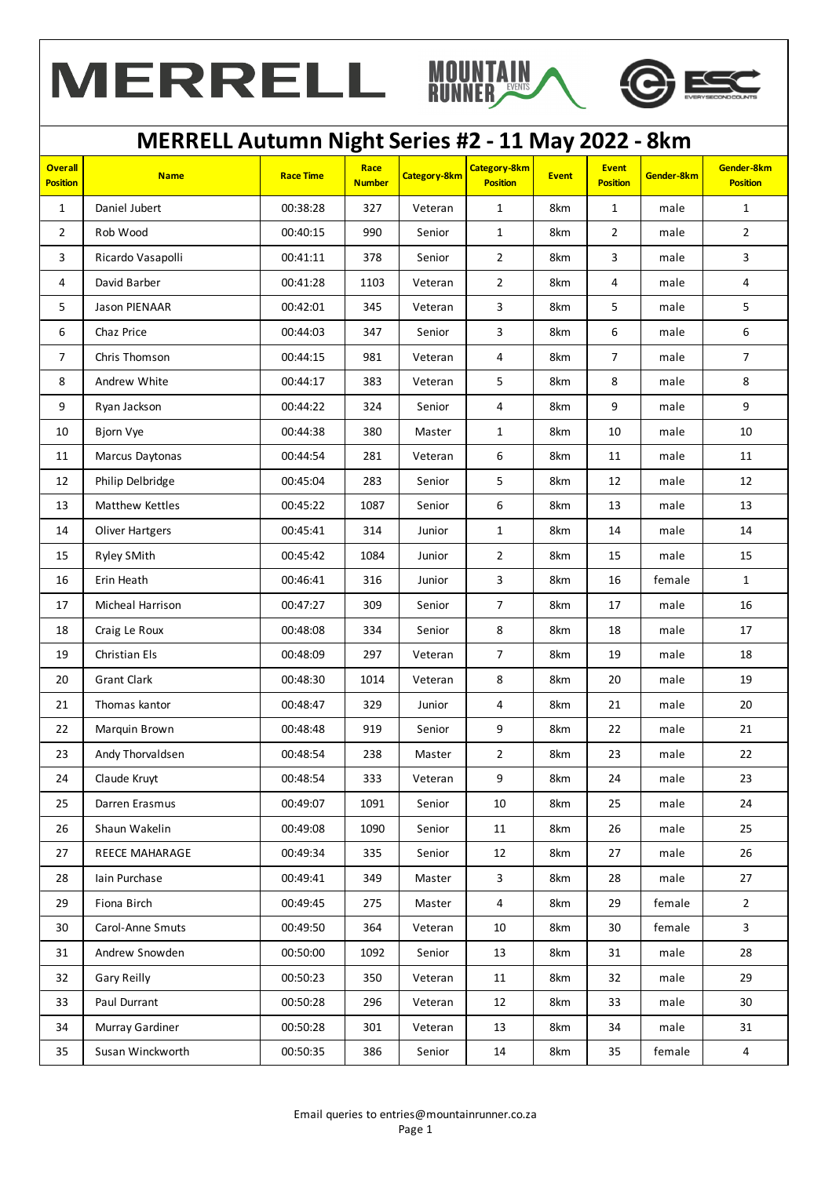# MERRELL Autumn Night Series #2 - 11 May 2022 - 8km

| Overall Position | Name | Race Time | Race Number | Category-8km | Category-8km Position | Event | Event Position | Gender-8km | Gender-8km Position |
|---|---|---|---|---|---|---|---|---|---|
| 1 | Daniel Jubert | 00:38:28 | 327 | Veteran | 1 | 8km | 1 | male | 1 |
| 2 | Rob Wood | 00:40:15 | 990 | Senior | 1 | 8km | 2 | male | 2 |
| 3 | Ricardo Vasapolli | 00:41:11 | 378 | Senior | 2 | 8km | 3 | male | 3 |
| 4 | David Barber | 00:41:28 | 1103 | Veteran | 2 | 8km | 4 | male | 4 |
| 5 | Jason PIENAAR | 00:42:01 | 345 | Veteran | 3 | 8km | 5 | male | 5 |
| 6 | Chaz Price | 00:44:03 | 347 | Senior | 3 | 8km | 6 | male | 6 |
| 7 | Chris Thomson | 00:44:15 | 981 | Veteran | 4 | 8km | 7 | male | 7 |
| 8 | Andrew White | 00:44:17 | 383 | Veteran | 5 | 8km | 8 | male | 8 |
| 9 | Ryan Jackson | 00:44:22 | 324 | Senior | 4 | 8km | 9 | male | 9 |
| 10 | Bjorn Vye | 00:44:38 | 380 | Master | 1 | 8km | 10 | male | 10 |
| 11 | Marcus Daytonas | 00:44:54 | 281 | Veteran | 6 | 8km | 11 | male | 11 |
| 12 | Philip Delbridge | 00:45:04 | 283 | Senior | 5 | 8km | 12 | male | 12 |
| 13 | Matthew Kettles | 00:45:22 | 1087 | Senior | 6 | 8km | 13 | male | 13 |
| 14 | Oliver Hartgers | 00:45:41 | 314 | Junior | 1 | 8km | 14 | male | 14 |
| 15 | Ryley SMith | 00:45:42 | 1084 | Junior | 2 | 8km | 15 | male | 15 |
| 16 | Erin Heath | 00:46:41 | 316 | Junior | 3 | 8km | 16 | female | 1 |
| 17 | Micheal Harrison | 00:47:27 | 309 | Senior | 7 | 8km | 17 | male | 16 |
| 18 | Craig Le Roux | 00:48:08 | 334 | Senior | 8 | 8km | 18 | male | 17 |
| 19 | Christian Els | 00:48:09 | 297 | Veteran | 7 | 8km | 19 | male | 18 |
| 20 | Grant Clark | 00:48:30 | 1014 | Veteran | 8 | 8km | 20 | male | 19 |
| 21 | Thomas kantor | 00:48:47 | 329 | Junior | 4 | 8km | 21 | male | 20 |
| 22 | Marquin Brown | 00:48:48 | 919 | Senior | 9 | 8km | 22 | male | 21 |
| 23 | Andy Thorvaldsen | 00:48:54 | 238 | Master | 2 | 8km | 23 | male | 22 |
| 24 | Claude Kruyt | 00:48:54 | 333 | Veteran | 9 | 8km | 24 | male | 23 |
| 25 | Darren Erasmus | 00:49:07 | 1091 | Senior | 10 | 8km | 25 | male | 24 |
| 26 | Shaun Wakelin | 00:49:08 | 1090 | Senior | 11 | 8km | 26 | male | 25 |
| 27 | REECE MAHARAGE | 00:49:34 | 335 | Senior | 12 | 8km | 27 | male | 26 |
| 28 | Iain Purchase | 00:49:41 | 349 | Master | 3 | 8km | 28 | male | 27 |
| 29 | Fiona Birch | 00:49:45 | 275 | Master | 4 | 8km | 29 | female | 2 |
| 30 | Carol-Anne Smuts | 00:49:50 | 364 | Veteran | 10 | 8km | 30 | female | 3 |
| 31 | Andrew Snowden | 00:50:00 | 1092 | Senior | 13 | 8km | 31 | male | 28 |
| 32 | Gary Reilly | 00:50:23 | 350 | Veteran | 11 | 8km | 32 | male | 29 |
| 33 | Paul Durrant | 00:50:28 | 296 | Veteran | 12 | 8km | 33 | male | 30 |
| 34 | Murray Gardiner | 00:50:28 | 301 | Veteran | 13 | 8km | 34 | male | 31 |
| 35 | Susan Winckworth | 00:50:35 | 386 | Senior | 14 | 8km | 35 | female | 4 |

Email queries to entries@mountainrunner.co.za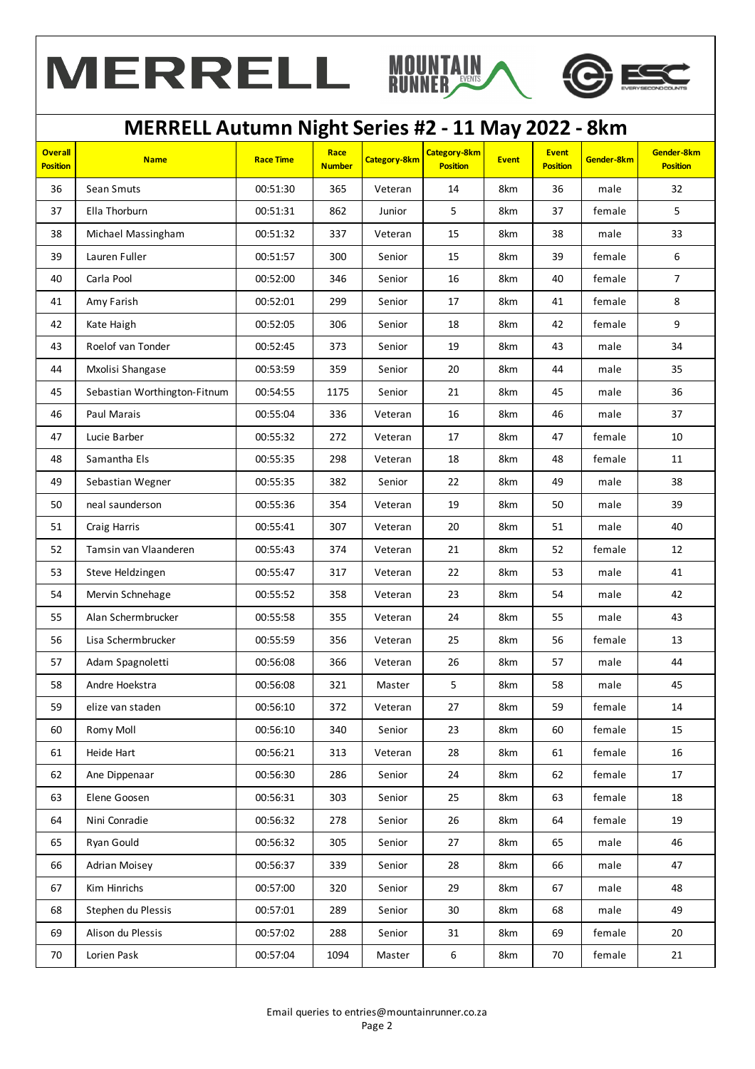# MERRELL Autumn Night Series #2 - 11 May 2022 - 8km

| Overall Position | Name | Race Time | Race Number | Category-8km | Category-8km Position | Event | Event Position | Gender-8km | Gender-8km Position |
|---|---|---|---|---|---|---|---|---|---|
| 36 | Sean Smuts | 00:51:30 | 365 | Veteran | 14 | 8km | 36 | male | 32 |
| 37 | Ella Thorburn | 00:51:31 | 862 | Junior | 5 | 8km | 37 | female | 5 |
| 38 | Michael Massingham | 00:51:32 | 337 | Veteran | 15 | 8km | 38 | male | 33 |
| 39 | Lauren Fuller | 00:51:57 | 300 | Senior | 15 | 8km | 39 | female | 6 |
| 40 | Carla Pool | 00:52:00 | 346 | Senior | 16 | 8km | 40 | female | 7 |
| 41 | Amy Farish | 00:52:01 | 299 | Senior | 17 | 8km | 41 | female | 8 |
| 42 | Kate Haigh | 00:52:05 | 306 | Senior | 18 | 8km | 42 | female | 9 |
| 43 | Roelof van Tonder | 00:52:45 | 373 | Senior | 19 | 8km | 43 | male | 34 |
| 44 | Mxolisi Shangase | 00:53:59 | 359 | Senior | 20 | 8km | 44 | male | 35 |
| 45 | Sebastian Worthington-Fitnum | 00:54:55 | 1175 | Senior | 21 | 8km | 45 | male | 36 |
| 46 | Paul Marais | 00:55:04 | 336 | Veteran | 16 | 8km | 46 | male | 37 |
| 47 | Lucie Barber | 00:55:32 | 272 | Veteran | 17 | 8km | 47 | female | 10 |
| 48 | Samantha Els | 00:55:35 | 298 | Veteran | 18 | 8km | 48 | female | 11 |
| 49 | Sebastian Wegner | 00:55:35 | 382 | Senior | 22 | 8km | 49 | male | 38 |
| 50 | neal saunderson | 00:55:36 | 354 | Veteran | 19 | 8km | 50 | male | 39 |
| 51 | Craig Harris | 00:55:41 | 307 | Veteran | 20 | 8km | 51 | male | 40 |
| 52 | Tamsin van Vlaanderen | 00:55:43 | 374 | Veteran | 21 | 8km | 52 | female | 12 |
| 53 | Steve Heldzingen | 00:55:47 | 317 | Veteran | 22 | 8km | 53 | male | 41 |
| 54 | Mervin Schnehage | 00:55:52 | 358 | Veteran | 23 | 8km | 54 | male | 42 |
| 55 | Alan Schermbrucker | 00:55:58 | 355 | Veteran | 24 | 8km | 55 | male | 43 |
| 56 | Lisa Schermbrucker | 00:55:59 | 356 | Veteran | 25 | 8km | 56 | female | 13 |
| 57 | Adam Spagnoletti | 00:56:08 | 366 | Veteran | 26 | 8km | 57 | male | 44 |
| 58 | Andre Hoekstra | 00:56:08 | 321 | Master | 5 | 8km | 58 | male | 45 |
| 59 | elize van staden | 00:56:10 | 372 | Veteran | 27 | 8km | 59 | female | 14 |
| 60 | Romy Moll | 00:56:10 | 340 | Senior | 23 | 8km | 60 | female | 15 |
| 61 | Heide Hart | 00:56:21 | 313 | Veteran | 28 | 8km | 61 | female | 16 |
| 62 | Ane Dippenaar | 00:56:30 | 286 | Senior | 24 | 8km | 62 | female | 17 |
| 63 | Elene Goosen | 00:56:31 | 303 | Senior | 25 | 8km | 63 | female | 18 |
| 64 | Nini Conradie | 00:56:32 | 278 | Senior | 26 | 8km | 64 | female | 19 |
| 65 | Ryan Gould | 00:56:32 | 305 | Senior | 27 | 8km | 65 | male | 46 |
| 66 | Adrian Moisey | 00:56:37 | 339 | Senior | 28 | 8km | 66 | male | 47 |
| 67 | Kim Hinrichs | 00:57:00 | 320 | Senior | 29 | 8km | 67 | male | 48 |
| 68 | Stephen du Plessis | 00:57:01 | 289 | Senior | 30 | 8km | 68 | male | 49 |
| 69 | Alison du Plessis | 00:57:02 | 288 | Senior | 31 | 8km | 69 | female | 20 |
| 70 | Lorien Pask | 00:57:04 | 1094 | Master | 6 | 8km | 70 | female | 21 |

Email queries to entries@mountainrunner.co.za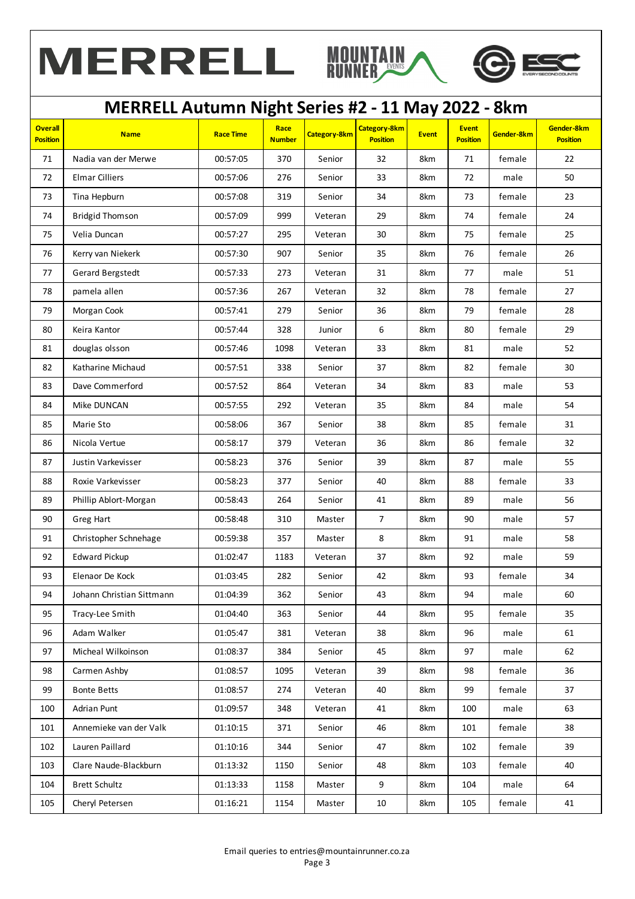# MERRELL Autumn Night Series #2 - 11 May 2022 - 8km

| Overall Position | Name | Race Time | Race Number | Category-8km | Category-8km Position | Event | Event Position | Gender-8km | Gender-8km Position |
|---|---|---|---|---|---|---|---|---|---|
| 71 | Nadia van der Merwe | 00:57:05 | 370 | Senior | 32 | 8km | 71 | female | 22 |
| 72 | Elmar Cilliers | 00:57:06 | 276 | Senior | 33 | 8km | 72 | male | 50 |
| 73 | Tina Hepburn | 00:57:08 | 319 | Senior | 34 | 8km | 73 | female | 23 |
| 74 | Bridgid Thomson | 00:57:09 | 999 | Veteran | 29 | 8km | 74 | female | 24 |
| 75 | Velia Duncan | 00:57:27 | 295 | Veteran | 30 | 8km | 75 | female | 25 |
| 76 | Kerry van Niekerk | 00:57:30 | 907 | Senior | 35 | 8km | 76 | female | 26 |
| 77 | Gerard Bergstedt | 00:57:33 | 273 | Veteran | 31 | 8km | 77 | male | 51 |
| 78 | pamela allen | 00:57:36 | 267 | Veteran | 32 | 8km | 78 | female | 27 |
| 79 | Morgan Cook | 00:57:41 | 279 | Senior | 36 | 8km | 79 | female | 28 |
| 80 | Keira Kantor | 00:57:44 | 328 | Junior | 6 | 8km | 80 | female | 29 |
| 81 | douglas olsson | 00:57:46 | 1098 | Veteran | 33 | 8km | 81 | male | 52 |
| 82 | Katharine Michaud | 00:57:51 | 338 | Senior | 37 | 8km | 82 | female | 30 |
| 83 | Dave Commerford | 00:57:52 | 864 | Veteran | 34 | 8km | 83 | male | 53 |
| 84 | Mike DUNCAN | 00:57:55 | 292 | Veteran | 35 | 8km | 84 | male | 54 |
| 85 | Marie Sto | 00:58:06 | 367 | Senior | 38 | 8km | 85 | female | 31 |
| 86 | Nicola Vertue | 00:58:17 | 379 | Veteran | 36 | 8km | 86 | female | 32 |
| 87 | Justin Varkevisser | 00:58:23 | 376 | Senior | 39 | 8km | 87 | male | 55 |
| 88 | Roxie Varkevisser | 00:58:23 | 377 | Senior | 40 | 8km | 88 | female | 33 |
| 89 | Phillip Ablort-Morgan | 00:58:43 | 264 | Senior | 41 | 8km | 89 | male | 56 |
| 90 | Greg Hart | 00:58:48 | 310 | Master | 7 | 8km | 90 | male | 57 |
| 91 | Christopher Schnehage | 00:59:38 | 357 | Master | 8 | 8km | 91 | male | 58 |
| 92 | Edward Pickup | 01:02:47 | 1183 | Veteran | 37 | 8km | 92 | male | 59 |
| 93 | Elenaor De Kock | 01:03:45 | 282 | Senior | 42 | 8km | 93 | female | 34 |
| 94 | Johann Christian Sittmann | 01:04:39 | 362 | Senior | 43 | 8km | 94 | male | 60 |
| 95 | Tracy-Lee Smith | 01:04:40 | 363 | Senior | 44 | 8km | 95 | female | 35 |
| 96 | Adam Walker | 01:05:47 | 381 | Veteran | 38 | 8km | 96 | male | 61 |
| 97 | Micheal Wilkoinson | 01:08:37 | 384 | Senior | 45 | 8km | 97 | male | 62 |
| 98 | Carmen Ashby | 01:08:57 | 1095 | Veteran | 39 | 8km | 98 | female | 36 |
| 99 | Bonte Betts | 01:08:57 | 274 | Veteran | 40 | 8km | 99 | female | 37 |
| 100 | Adrian Punt | 01:09:57 | 348 | Veteran | 41 | 8km | 100 | male | 63 |
| 101 | Annemieke van der Valk | 01:10:15 | 371 | Senior | 46 | 8km | 101 | female | 38 |
| 102 | Lauren Paillard | 01:10:16 | 344 | Senior | 47 | 8km | 102 | female | 39 |
| 103 | Clare Naude-Blackburn | 01:13:32 | 1150 | Senior | 48 | 8km | 103 | female | 40 |
| 104 | Brett Schultz | 01:13:33 | 1158 | Master | 9 | 8km | 104 | male | 64 |
| 105 | Cheryl Petersen | 01:16:21 | 1154 | Master | 10 | 8km | 105 | female | 41 |

Email queries to entries@mountainrunner.co.za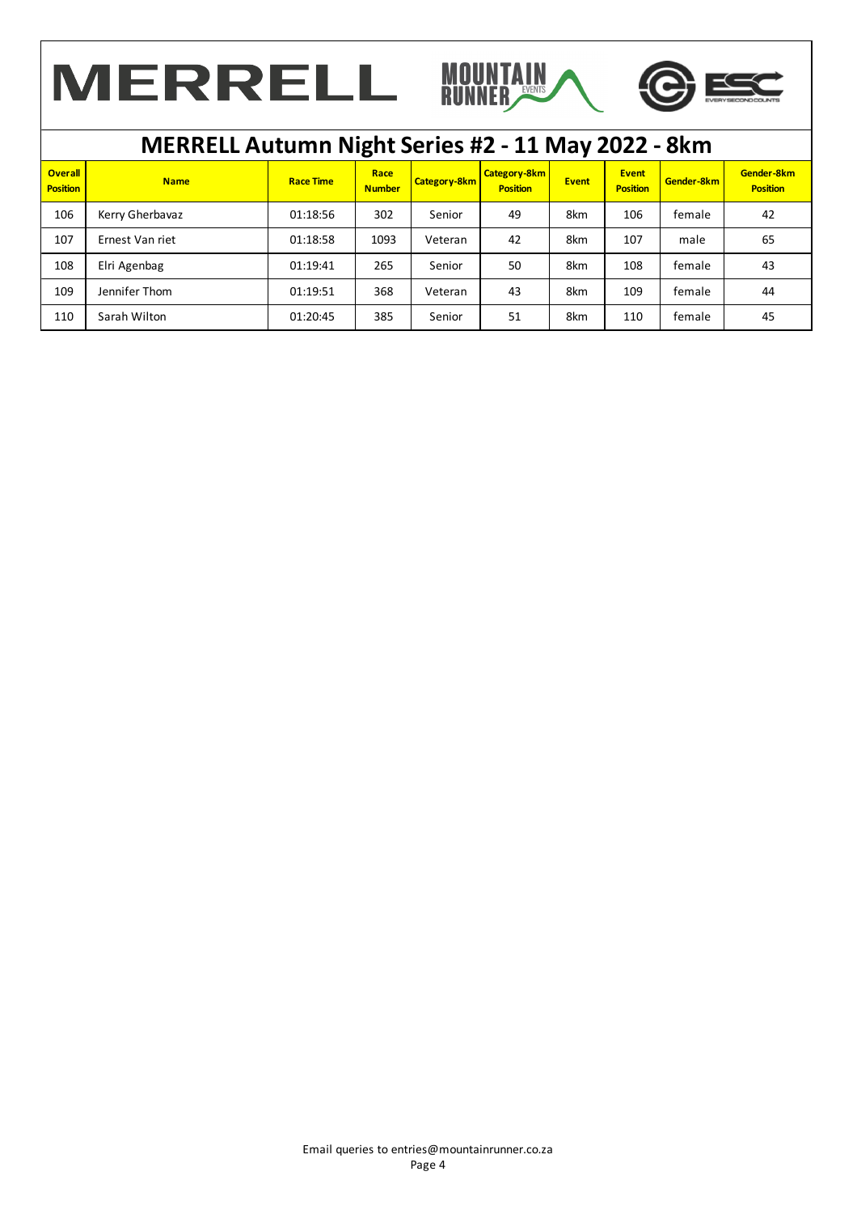# MERRELL Autumn Night Series #2 - 11 May 2022 - 8km

| Overall Position | Name | Race Time | Race Number | Category-8km | Category-8km Position | Event | Event Position | Gender-8km | Gender-8km Position |
|---|---|---|---|---|---|---|---|---|---|
| 106 | Kerry Gherbavaz | 01:18:56 | 302 | Senior | 49 | 8km | 106 | female | 42 |
| 107 | Ernest Van riet | 01:18:58 | 1093 | Veteran | 42 | 8km | 107 | male | 65 |
| 108 | Elri Agenbag | 01:19:41 | 265 | Senior | 50 | 8km | 108 | female | 43 |
| 109 | Jennifer Thom | 01:19:51 | 368 | Veteran | 43 | 8km | 109 | female | 44 |
| 110 | Sarah Wilton | 01:20:45 | 385 | Senior | 51 | 8km | 110 | female | 45 |

Email queries to entries@mountainrunner.co.za